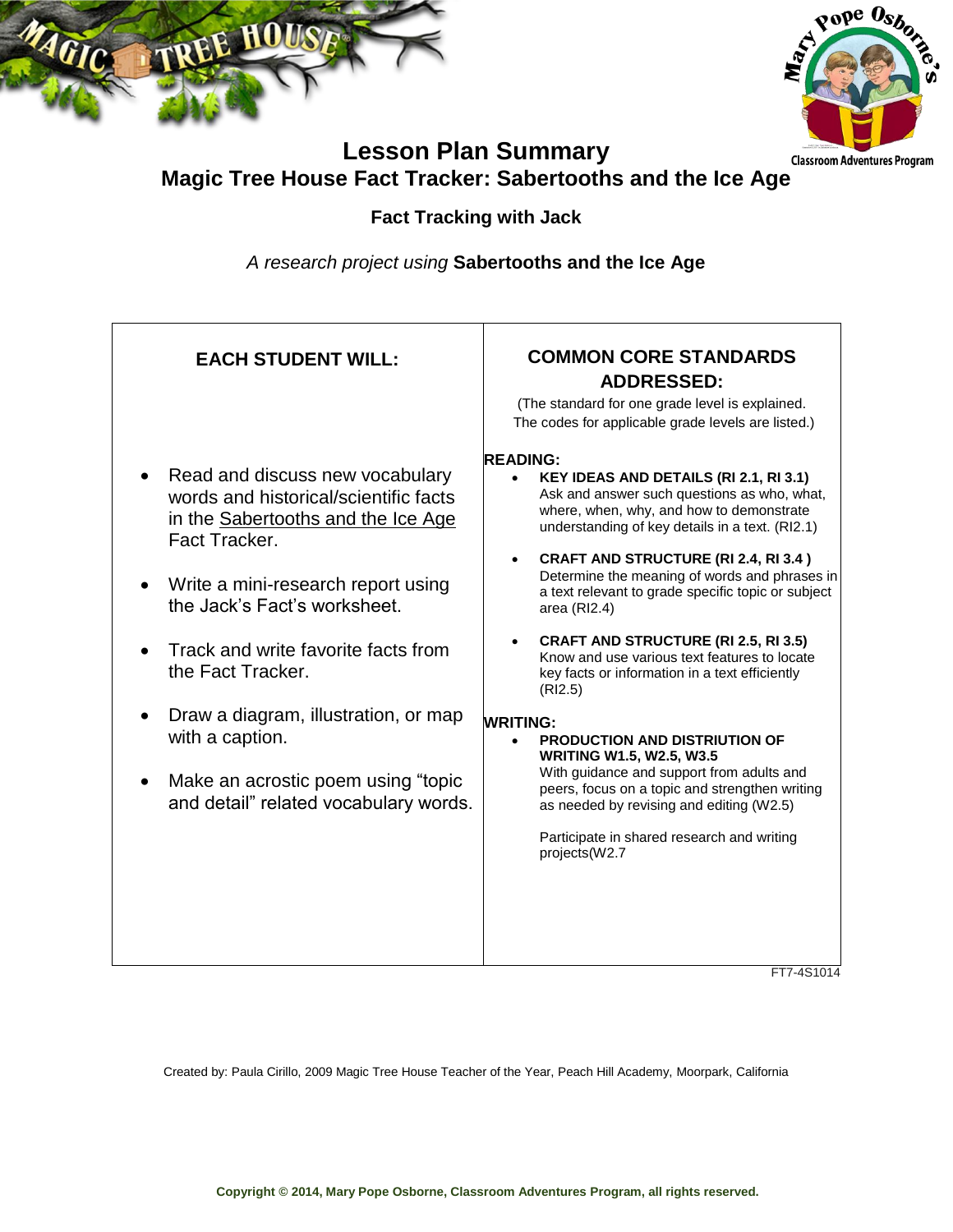# Lesson Plan Summary

## Magic Tree House Fact Tracker: Sabertooths and the Ice Age

### Fact Tracking with Jack

*A research project using* **Sabertooths and the Ice Age**

| EACH STUDENT WILL: | COMMON CORE STANDARDS ADDRESSED: |
|---|---|
| | (The standard for one grade level is explained. The codes for applicable grade levels are listed.) |
| • Read and discuss new vocabulary words and historical/scientific facts in the Sabertooths and the Ice Age Fact Tracker.<br><br>• Write a mini-research report using the Jack's Fact's worksheet.<br><br>• Track and write favorite facts from the Fact Tracker.<br><br>• Draw a diagram, illustration, or map with a caption.<br><br>• Make an acrostic poem using "topic and detail" related vocabulary words. | **READING:**<br>• **KEY IDEAS AND DETAILS (RI 2.1, RI 3.1)** Ask and answer such questions as who, what, where, when, why, and how to demonstrate understanding of key details in a text. (RI2.1)<br><br>• **CRAFT AND STRUCTURE (RI 2.4, RI 3.4 )** Determine the meaning of words and phrases in a text relevant to grade specific topic or subject area (RI2.4)<br><br>• **CRAFT AND STRUCTURE (RI 2.5, RI 3.5)** Know and use various text features to locate key facts or information in a text efficiently (RI2.5)<br><br>**WRITING:**<br>• **PRODUCTION AND DISTRIUTION OF WRITING W1.5, W2.5, W3.5** With guidance and support from adults and peers, focus on a topic and strengthen writing as needed by revising and editing (W2.5)<br><br>Participate in shared research and writing projects(W2.7 |

FT7-4S1014

Created by: Paula Cirillo, 2009 Magic Tree House Teacher of the Year, Peach Hill Academy, Moorpark, California

**Copyright © 2014, Mary Pope Osborne, Classroom Adventures Program, all rights reserved.**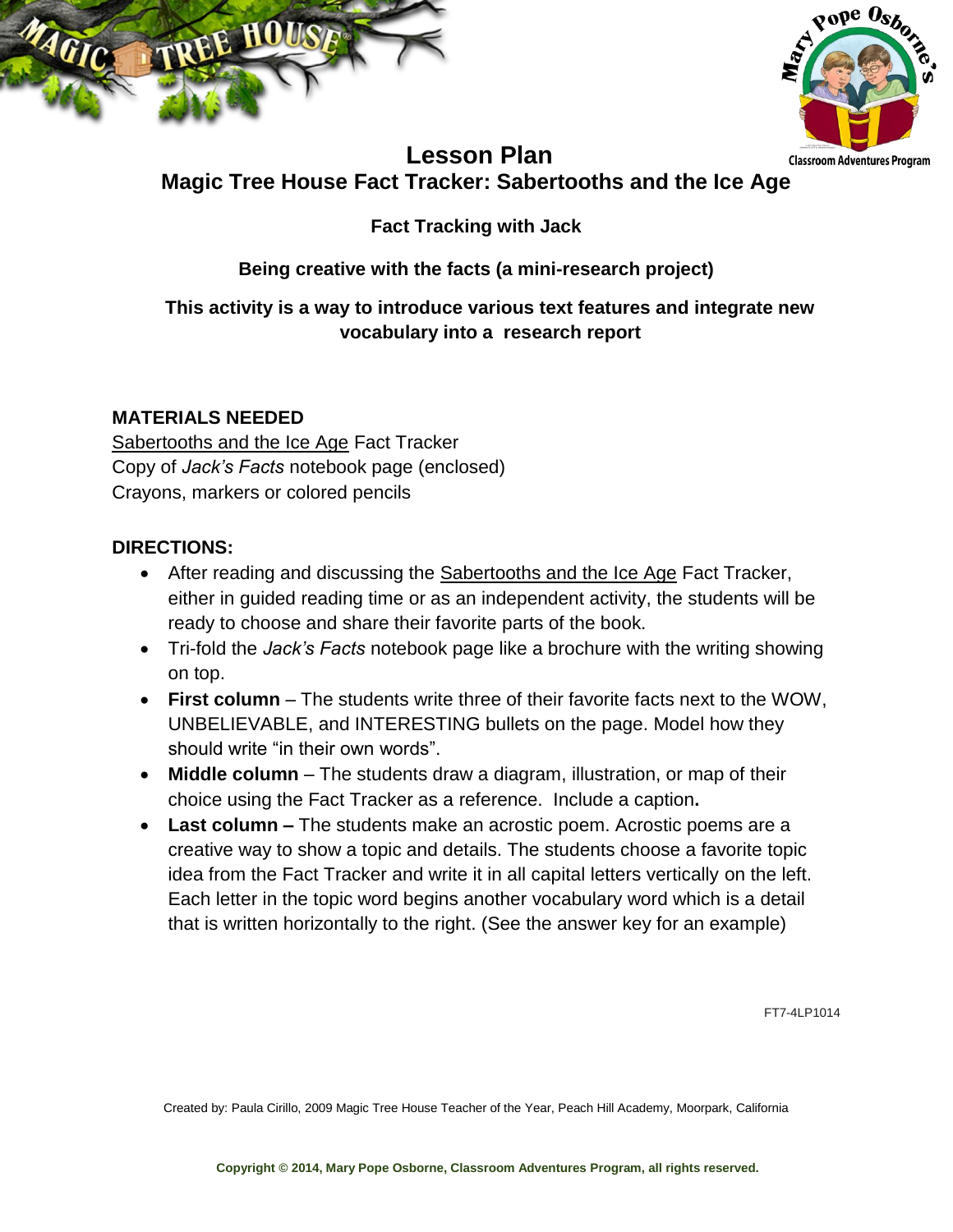# Lesson Plan

## Magic Tree House Fact Tracker: Sabertooths and the Ice Age

### Fact Tracking with Jack

### Being creative with the facts (a mini-research project)

### This activity is a way to introduce various text features and integrate new vocabulary into a research report

**MATERIALS NEEDED**

Sabertooths and the Ice Age Fact Tracker
Copy of *Jack's Facts* notebook page (enclosed)
Crayons, markers or colored pencils

**DIRECTIONS:**

- After reading and discussing the Sabertooths and the Ice Age Fact Tracker, either in guided reading time or as an independent activity, the students will be ready to choose and share their favorite parts of the book.
- Tri-fold the *Jack's Facts* notebook page like a brochure with the writing showing on top.
- **First column** – The students write three of their favorite facts next to the WOW, UNBELIEVABLE, and INTERESTING bullets on the page. Model how they should write "in their own words".
- **Middle column** – The students draw a diagram, illustration, or map of their choice using the Fact Tracker as a reference. Include a caption**.**
- **Last column –** The students make an acrostic poem. Acrostic poems are a creative way to show a topic and details. The students choose a favorite topic idea from the Fact Tracker and write it in all capital letters vertically on the left. Each letter in the topic word begins another vocabulary word which is a detail that is written horizontally to the right. (See the answer key for an example)

FT7-4LP1014

Created by: Paula Cirillo, 2009 Magic Tree House Teacher of the Year, Peach Hill Academy, Moorpark, California

**Copyright © 2014, Mary Pope Osborne, Classroom Adventures Program, all rights reserved.**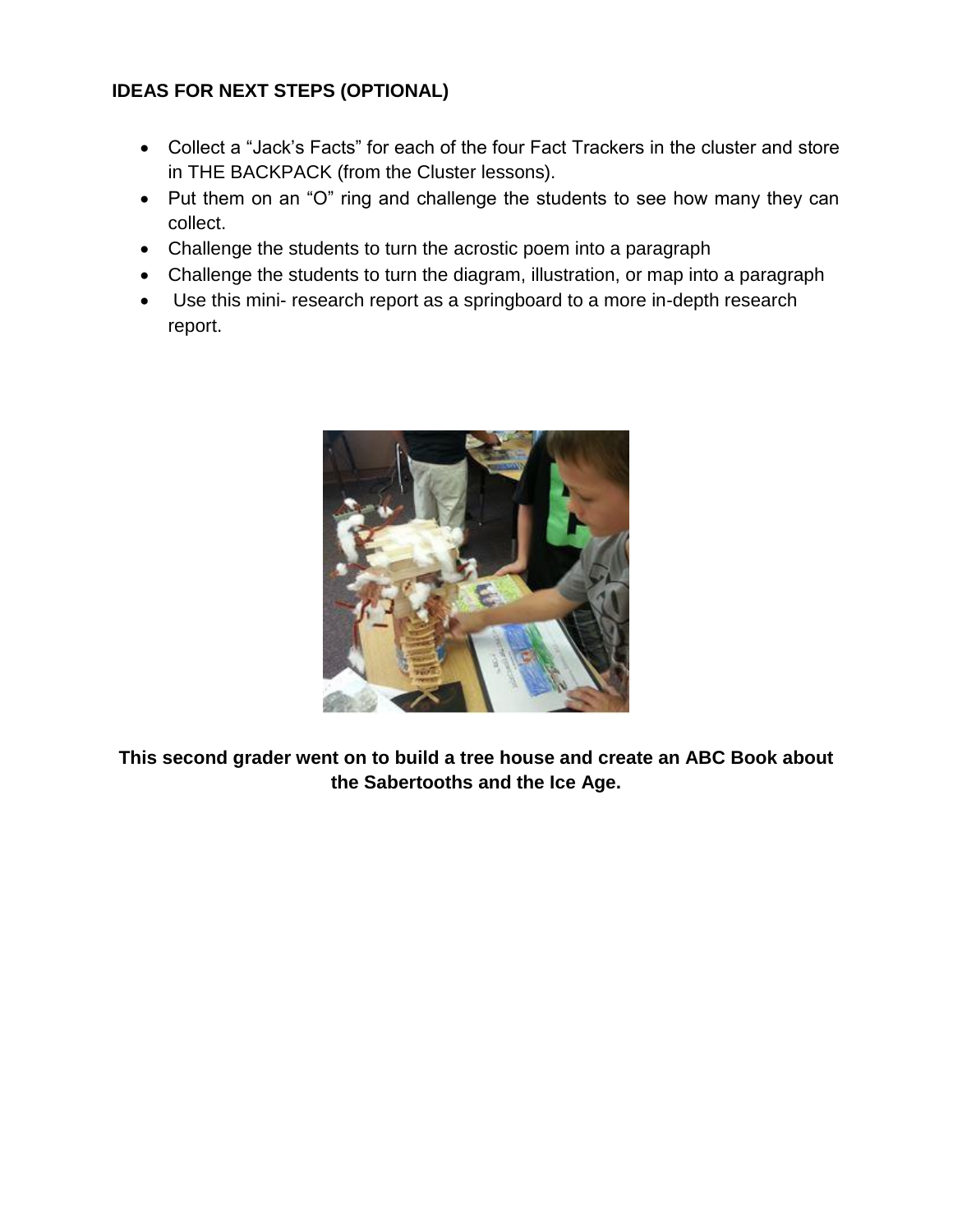## IDEAS FOR NEXT STEPS (OPTIONAL)

- Collect a "Jack's Facts" for each of the four Fact Trackers in the cluster and store in THE BACKPACK (from the Cluster lessons).
- Put them on an "O" ring and challenge the students to see how many they can collect.
- Challenge the students to turn the acrostic poem into a paragraph
- Challenge the students to turn the diagram, illustration, or map into a paragraph
- Use this mini- research report as a springboard to a more in-depth research report.

**This second grader went on to build a tree house and create an ABC Book about the Sabertooths and the Ice Age.**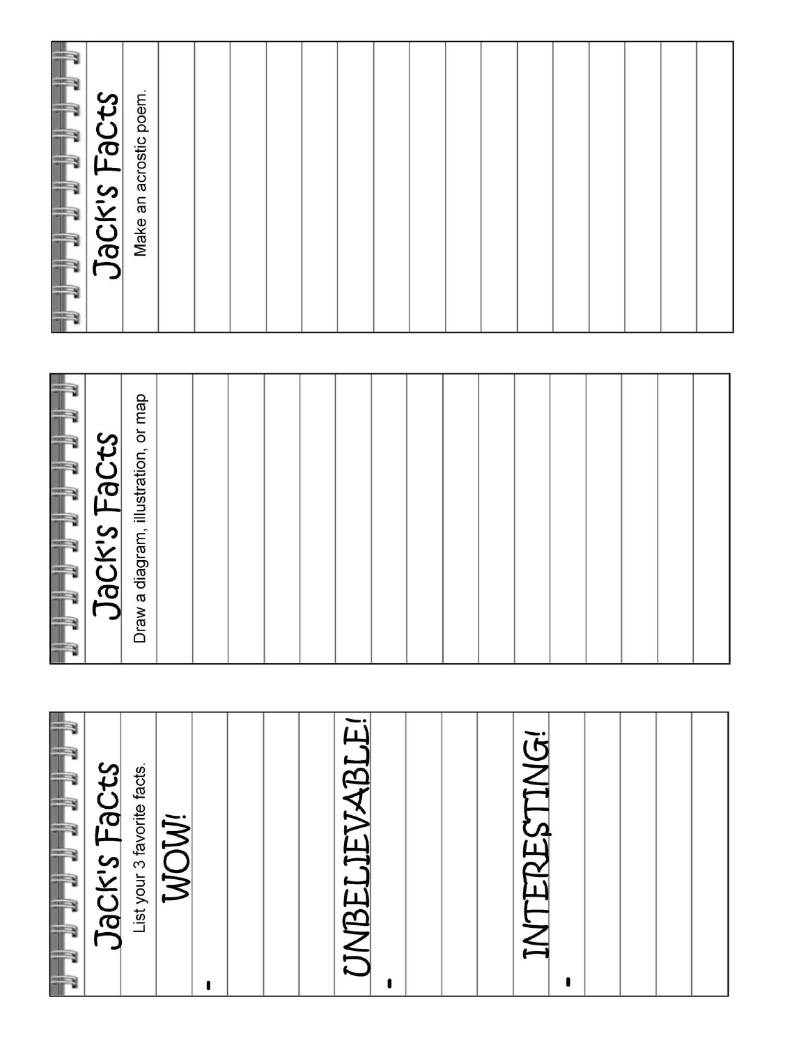## Jack's Facts

List your 3 favorite facts.

WOW!

-

UNBELIEVABLE!

-

INTERESTING!

-

## Jack's Facts

Draw a diagram, illustration, or map

## Jack's Facts

Make an acrostic poem.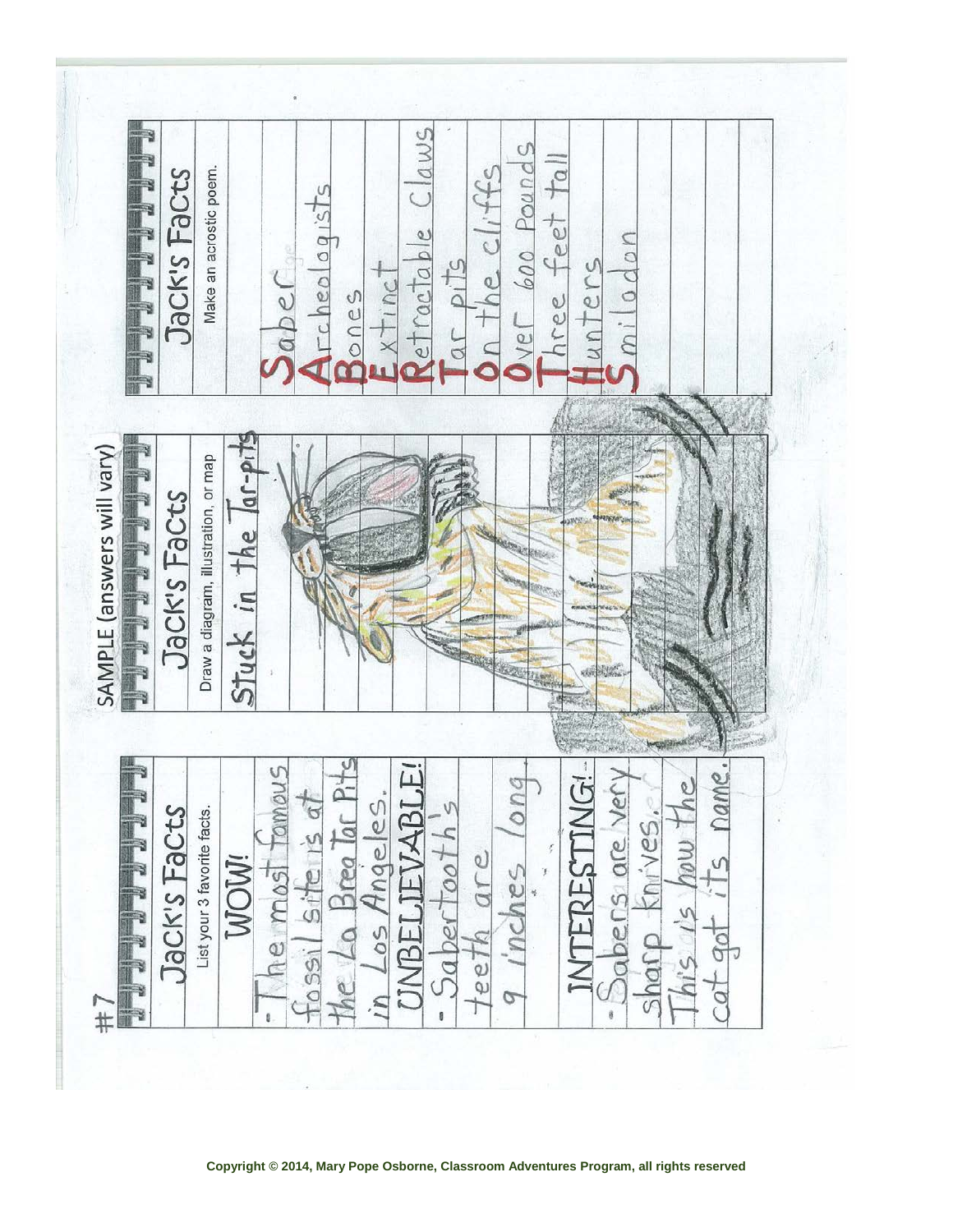#7

SAMPLE (answers will vary)

## Jack's Facts

List your 3 favorite facts.

WOW!

- The most famous fossil site is at the La Brea Tar Pits in Los Angeles.

UNBELIEVABLE!

- Sabertooth's teeth are 9 inches long

INTERESTING!

- Sabers are very sharp knives. This is how the cat got its name.

## Jack's Facts

Draw a diagram, illustration, or map

Stuck in the Tar-pits

## Jack's Facts

Make an acrostic poem.

**S**aber
**A**rcheologists
**B**ones
**E**xtinct
**R**etractable Claws
**T**ar pits
**O**n the cliffs
**O**ver 600 Pounds
**T**hree feet tall
**H**unters
**S**milodon

Copyright © 2014, Mary Pope Osborne, Classroom Adventures Program, all rights reserved